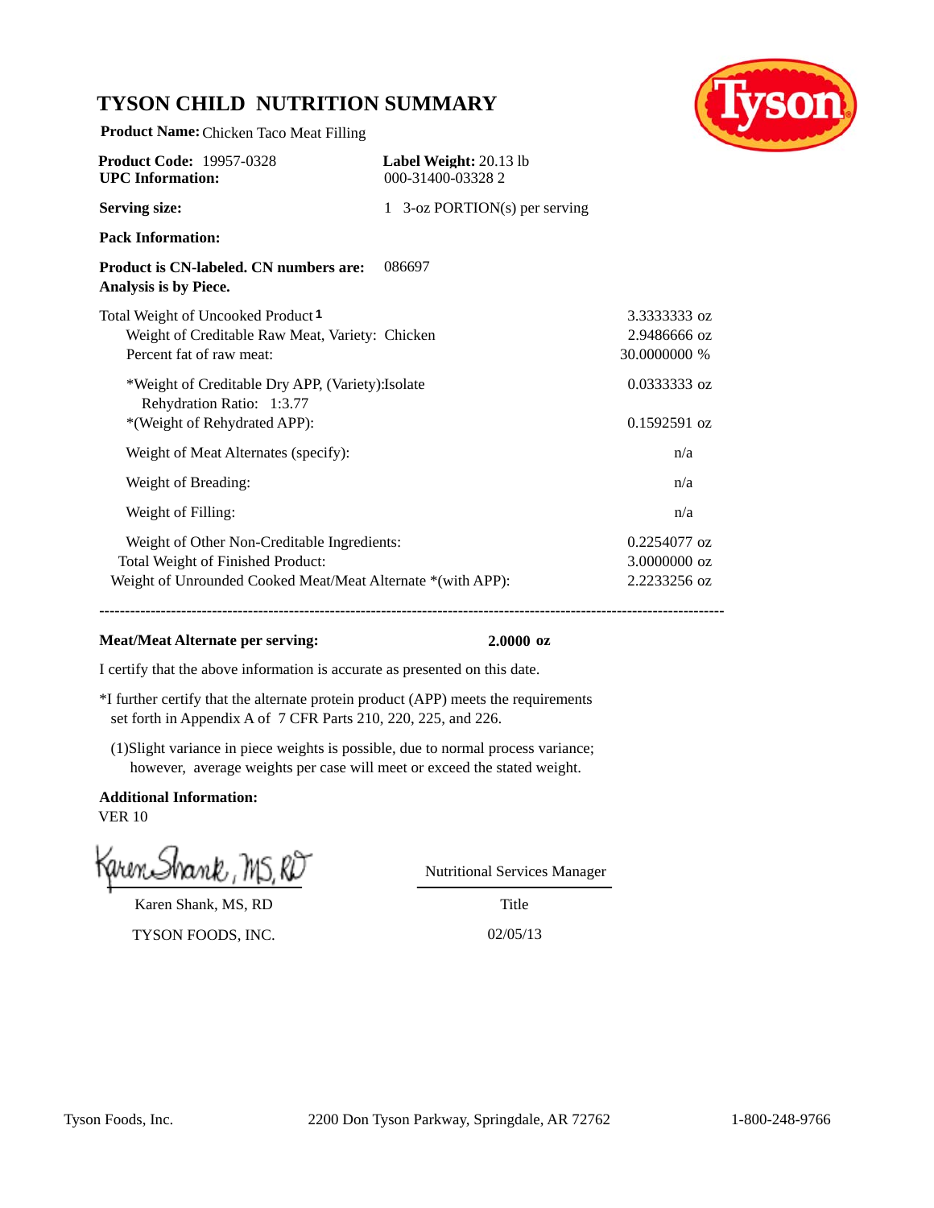# TYSON CHILD NUTRITION SUMMARY

**Product Name:** Chicken Taco Meat Filling

**Product Code:** 19957-0328
**UPC Information:**

**Label Weight:** 20.13 lb
000-31400-03328 2

**Serving size:** 1 3-oz PORTION(s) per serving

**Pack Information:**

**Product is CN-labeled. CN numbers are:** 086697
**Analysis is by Piece.**

| | |
|---|---|
| Total Weight of Uncooked Product [1] | 3.3333333 oz |
| Weight of Creditable Raw Meat, Variety: Chicken | 2.9486666 oz |
| Percent fat of raw meat: | 30.0000000 % |
| *Weight of Creditable Dry APP, (Variety):Isolate<br>Rehydration Ratio: 1:3.77 | 0.0333333 oz |
| *(Weight of Rehydrated APP): | 0.1592591 oz |
| Weight of Meat Alternates (specify): | n/a |
| Weight of Breading: | n/a |
| Weight of Filling: | n/a |
| Weight of Other Non-Creditable Ingredients: | 0.2254077 oz |
| Total Weight of Finished Product: | 3.0000000 oz |
| Weight of Unrounded Cooked Meat/Meat Alternate *(with APP): | 2.2233256 oz |

---

**Meat/Meat Alternate per serving:** **2.0000 oz**

I certify that the above information is accurate as presented on this date.

*I further certify that the alternate protein product (APP) meets the requirements set forth in Appendix A of 7 CFR Parts 210, 220, 225, and 226.

(1)Slight variance in piece weights is possible, due to normal process variance; however, average weights per case will meet or exceed the stated weight.

**Additional Information:**
VER 10

Karen Shank, MS, RD
TYSON FOODS, INC.

Nutritional Services Manager
Title
02/05/13

Tyson Foods, Inc. 2200 Don Tyson Parkway, Springdale, AR 72762 1-800-248-9766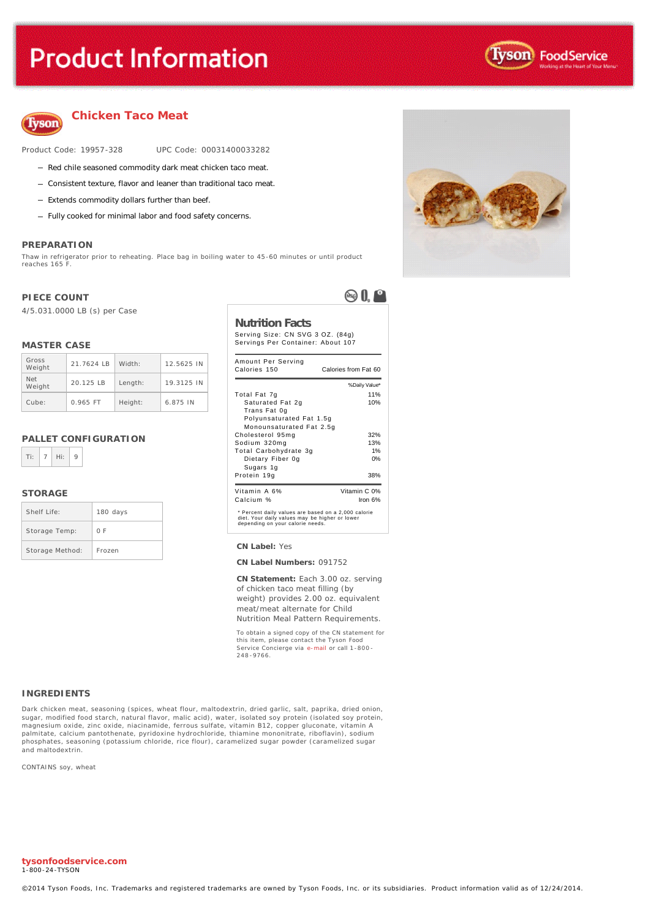# Product Information

## Chicken Taco Meat

Product Code: 19957-328 UPC Code: 00031400033282

- Red chile seasoned commodity dark meat chicken taco meat.
- Consistent texture, flavor and leaner than traditional taco meat.
- Extends commodity dollars further than beef.
- Fully cooked for minimal labor and food safety concerns.

### PREPARATION

Thaw in refrigerator prior to reheating. Place bag in boiling water to 45-60 minutes or until product reaches 165 F.

### PIECE COUNT

4/5.031.0000 LB (s) per Case

### MASTER CASE

| | | | |
|---|---|---|---|
| Gross Weight | 21.7624 LB | Width: | 12.5625 IN |
| Net Weight | 20.125 LB | Length: | 19.3125 IN |
| Cube: | 0.965 FT | Height: | 6.875 IN |

### PALLET CONFIGURATION

| Ti: | 7 | Hi: | 9 |
|---|---|---|---|

### STORAGE

| | |
|---|---|
| Shelf Life: | 180 days |
| Storage Temp: | 0 F |
| Storage Method: | Frozen |

### Nutrition Facts

Serving Size: CN SVG 3 OZ. (84g)
Servings Per Container: About 107

| Amount Per Serving | |
|---|---|
| Calories 150 | Calories from Fat 60 |
| | %Daily Value* |
| Total Fat 7g | 11% |
| Saturated Fat 2g | 10% |
| Trans Fat 0g | |
| Polyunsaturated Fat 1.5g | |
| Monounsaturated Fat 2.5g | |
| Cholesterol 95mg | 32% |
| Sodium 320mg | 13% |
| Total Carbohydrate 3g | 1% |
| Dietary Fiber 0g | 0% |
| Sugars 1g | |
| Protein 19g | 38% |
| Vitamin A 6% | Vitamin C 0% |
| Calcium % | Iron 6% |

* Percent daily values are based on a 2,000 calorie diet. Your daily values may be higher or lower depending on your calorie needs.

**CN Label:** Yes

**CN Label Numbers:** 091752

**CN Statement:** Each 3.00 oz. serving of chicken taco meat filling (by weight) provides 2.00 oz. equivalent meat/meat alternate for Child Nutrition Meal Pattern Requirements.

To obtain a signed copy of the CN statement for this item, please contact the Tyson Food Service Concierge via e-mail or call 1-800-248-9766.

### INGREDIENTS

Dark chicken meat, seasoning (spices, wheat flour, maltodextrin, dried garlic, salt, paprika, dried onion, sugar, modified food starch, natural flavor, malic acid), water, isolated soy protein (isolated soy protein, magnesium oxide, zinc oxide, niacinamide, ferrous sulfate, vitamin B12, copper gluconate, vitamin A palmitate, calcium pantothenate, pyridoxine hydrochloride, thiamine mononitrate, riboflavin), sodium phosphates, seasoning (potassium chloride, rice flour), caramelized sugar powder (caramelized sugar and maltodextrin.

CONTAINS soy, wheat

tysonfoodservice.com
1-800-24-TYSON

©2014 Tyson Foods, Inc. Trademarks and registered trademarks are owned by Tyson Foods, Inc. or its subsidiaries. Product information valid as of 12/24/2014.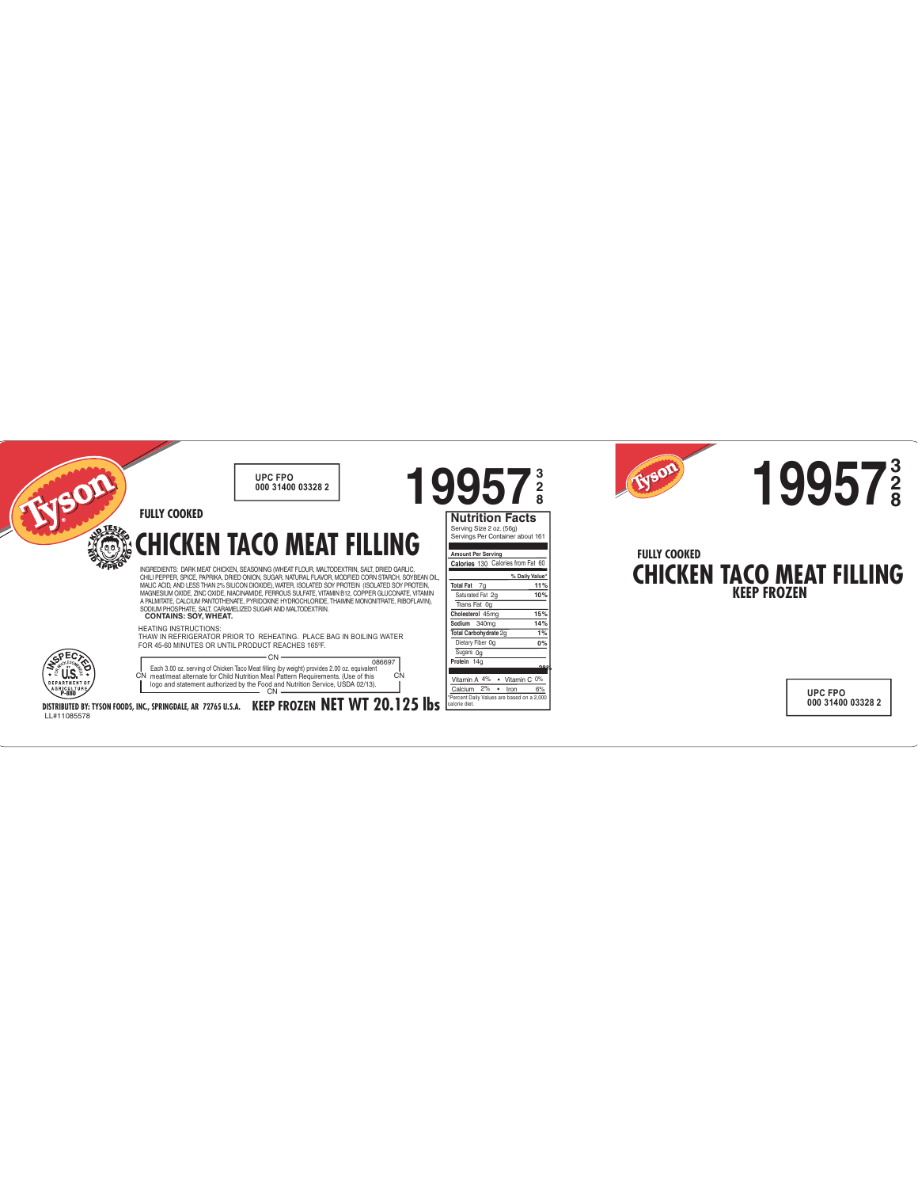Tyson

UPC FPO
000 31400 03328 2

**19957** 3 2 8

**FULLY COOKED**

# CHICKEN TACO MEAT FILLING

KID TESTED KID APPROVED

INGREDIENTS: DARK MEAT CHICKEN, SEASONING (WHEAT FLOUR, MALTODEXTRIN, SALT, DRIED GARLIC, CHILI PEPPER, SPICE, PAPRIKA, DRIED ONION, SUGAR, NATURAL FLAVOR, MODIFIED CORN STARCH, SOYBEAN OIL, MALIC ACID, AND LESS THAN 2% SILICON DIOXIDE), WATER, ISOLATED SOY PROTEIN (ISOLATED SOY PROTEIN, MAGNESIUM OXIDE, ZINC OXIDE, NIACINAMIDE, FERROUS SULFATE, VITAMIN B12, COPPER GLUCONATE, VITAMIN A PALMITATE, CALCIUM PANTOTHENATE, PYRIDOXINE HYDROCHLORIDE, THAIMNE MONONITRATE, RIBOFLAVIN), SODIUM PHOSPHATE, SALT, CARAMELIZED SUGAR AND MALTODEXTRIN.
**CONTAINS: SOY, WHEAT.**

HEATING INSTRUCTIONS:
THAW IN REFRIGERATOR PRIOR TO REHEATING. PLACE BAG IN BOILING WATER FOR 45-60 MINUTES OR UNTIL PRODUCT REACHES 165ºF.

CN 086697
Each 3.00 oz. serving of Chicken Taco Meat filling (by weight) provides 2.00 oz. equivalent meat/meat alternate for Child Nutrition Meal Pattern Requirements. (Use of this logo and statement authorized by the Food and Nutrition Service, USDA 02/13).
CN

INSPECTED FOR WHOLESOMENESS BY U.S. DEPARTMENT OF AGRICULTURE P-880

**DISTRIBUTED BY: TYSON FOODS, INC., SPRINGDALE, AR 72765 U.S.A.** **KEEP FROZEN** **NET WT 20.125 lbs**

LL#11085578

**Nutrition Facts**
Serving Size 2 oz. (56g)
Servings Per Container about 161

| Amount Per Serving | |
|---|---|
| Calories 130 Calories from Fat 60 | |
| | % Daily Value* |
| Total Fat 7g | 11% |
| Saturated Fat 2g | 10% |
| Trans Fat 0g | |
| Cholesterol 45mg | 15% |
| Sodium 340mg | 14% |
| Total Carbohydrate 2g | 1% |
| Dietary Fiber 0g | 0% |
| Sugars 0g | |
| Protein 14g | 28% |
| Vitamin A 4% • Vitamin C 0% | |
| Calcium 2% • Iron 6% | |

*Percent Daily Values are based on a 2,000 calorie diet.

---

Tyson

**19957** 3 2 8

**FULLY COOKED**

# CHICKEN TACO MEAT FILLING

**KEEP FROZEN**

UPC FPO
000 31400 03328 2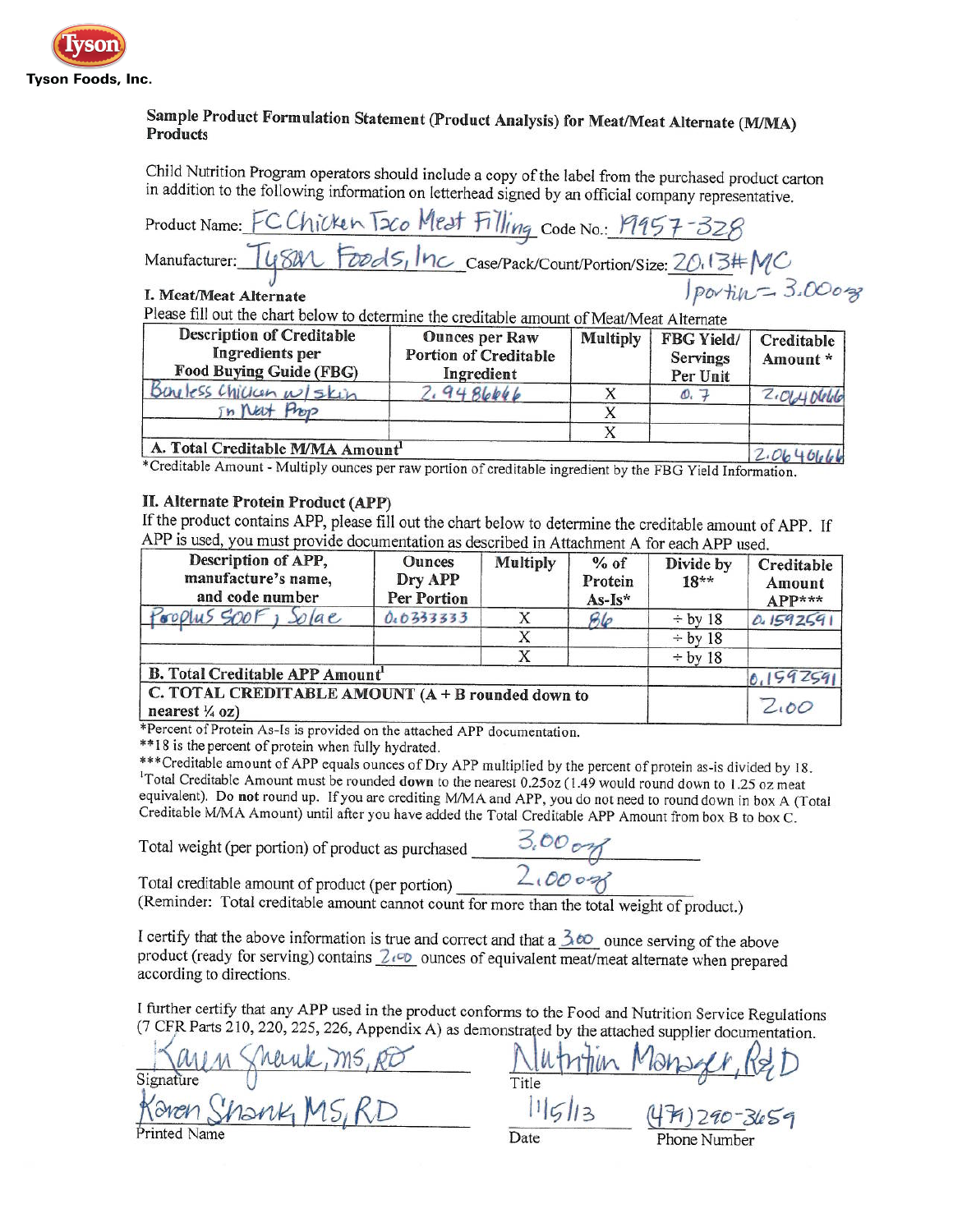Tyson

**Tyson Foods, Inc.**

**Sample Product Formulation Statement (Product Analysis) for Meat/Meat Alternate (M/MA) Products**

Child Nutrition Program operators should include a copy of the label from the purchased product carton in addition to the following information on letterhead signed by an official company representative.

Product Name: FC Chicken Taco Meat Filling Code No.: 19957-328

Manufacturer: Tyson Foods, Inc Case/Pack/Count/Portion/Size: 20.13# MC
1 portion = 3.00 oz

**I. Meat/Meat Alternate**

Please fill out the chart below to determine the creditable amount of Meat/Meat Alternate

| Description of Creditable Ingredients per Food Buying Guide (FBG) | Ounces per Raw Portion of Creditable Ingredient | Multiply | FBG Yield/ Servings Per Unit | Creditable Amount * |
|---|---|---|---|---|
| Boneless chicken w/skin in Nat Prop | 2.9486666 | X | 0.7 | 2.0640666 |
| | | X | | |
| | | X | | |
| **A. Total Creditable M/MA Amount**[1] | | | | 2.0640666 |

*Creditable Amount - Multiply ounces per raw portion of creditable ingredient by the FBG Yield Information.

**II. Alternate Protein Product (APP)**

If the product contains APP, please fill out the chart below to determine the creditable amount of APP. If APP is used, you must provide documentation as described in Attachment A for each APP used.

| Description of APP, manufacture's name, and code number | Ounces Dry APP Per Portion | Multiply | % of Protein As-Is* | Divide by 18** | Creditable Amount APP*** |
|---|---|---|---|---|---|
| Proplus 500F, Solae | 0.0333333 | X | 86 | ÷ by 18 | 0.1592591 |
| | | X | | ÷ by 18 | |
| | | X | | ÷ by 18 | |
| **B. Total Creditable APP Amount**[1] | | | | | 0.1592591 |
| **C. TOTAL CREDITABLE AMOUNT (A + B rounded down to nearest ¼ oz)** | | | | | 2.00 |

*Percent of Protein As-Is is provided on the attached APP documentation.

**18 is the percent of protein when fully hydrated.

***Creditable amount of APP equals ounces of Dry APP multiplied by the percent of protein as-is divided by 18.

[1]Total Creditable Amount must be rounded **down** to the nearest 0.25oz (1.49 would round down to 1.25 oz meat equivalent). Do **not** round up. If you are crediting M/MA and APP, you do not need to round down in box A (Total Creditable M/MA Amount) until after you have added the Total Creditable APP Amount from box B to box C.

Total weight (per portion) of product as purchased 3.00 oz

Total creditable amount of product (per portion) 2.00 oz

(Reminder: Total creditable amount cannot count for more than the total weight of product.)

I certify that the above information is true and correct and that a 3.00 ounce serving of the above product (ready for serving) contains 2.00 ounces of equivalent meat/meat alternate when prepared according to directions.

I further certify that any APP used in the product conforms to the Food and Nutrition Service Regulations (7 CFR Parts 210, 220, 225, 226, Appendix A) as demonstrated by the attached supplier documentation.

Signature: Karen Shank, MS, RD

Title: Nutrition Manager, R&D

Printed Name: Karen Shank, MS, RD

Date: 11/5/13

Phone Number: (479) 290-3659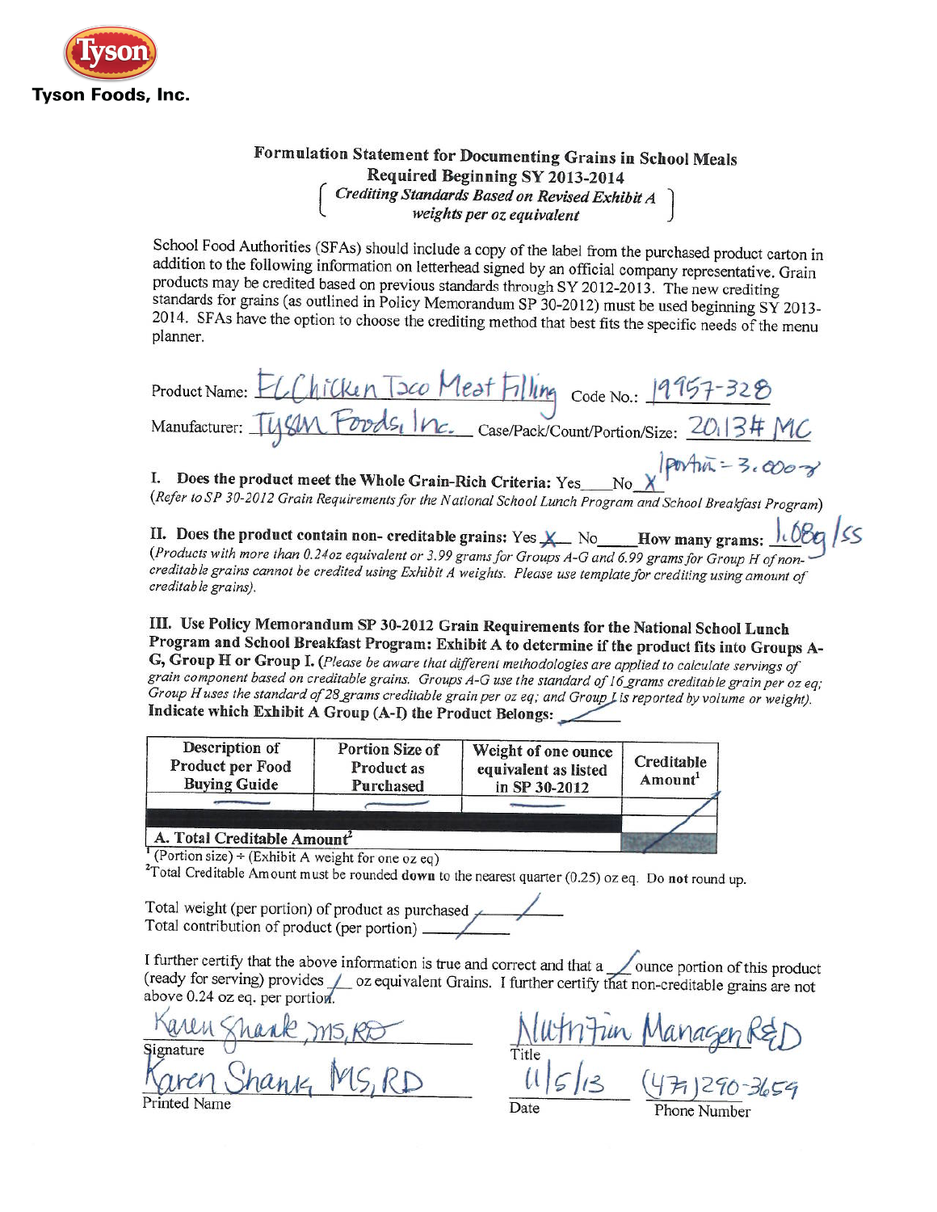Tyson Foods, Inc.

# Formulation Statement for Documenting Grains in School Meals

**Required Beginning SY 2013-2014**

*( Crediting Standards Based on Revised Exhibit A weights per oz equivalent )*

School Food Authorities (SFAs) should include a copy of the label from the purchased product carton in addition to the following information on letterhead signed by an official company representative. Grain products may be credited based on previous standards through SY 2012-2013. The new crediting standards for grains (as outlined in Policy Memorandum SP 30-2012) must be used beginning SY 2013-2014. SFAs have the option to choose the crediting method that best fits the specific needs of the menu planner.

Product Name: FC Chicken Taco Meat Filling Code No.: 19957-328

Manufacturer: Tyson Foods, Inc. Case/Pack/Count/Portion/Size: 20.13# MC

1 portion = 3.00oz

**I. Does the product meet the Whole Grain-Rich Criteria:** Yes____ No X

*(Refer to SP 30-2012 Grain Requirements for the National School Lunch Program and School Breakfast Program)*

**II. Does the product contain non- creditable grains:** Yes X No____ **How many grams:** 1.08g / SS

*(Products with more than 0.24oz equivalent or 3.99 grams for Groups A-G and 6.99 grams for Group H of non-creditable grains cannot be credited using Exhibit A weights. Please use template for crediting using amount of creditable grains).*

**III. Use Policy Memorandum SP 30-2012 Grain Requirements for the National School Lunch Program and School Breakfast Program: Exhibit A to determine if the product fits into Groups A-G, Group H or Group I.** *(Please be aware that different methodologies are applied to calculate servings of grain component based on creditable grains. Groups A-G use the standard of 16 grams creditable grain per oz eq; Group H uses the standard of 28 grams creditable grain per oz eq; and Group I is reported by volume or weight).*

**Indicate which Exhibit A Group (A-I) the Product Belongs:** /

| Description of Product per Food Buying Guide | Portion Size of Product as Purchased | Weight of one ounce equivalent as listed in SP 30-2012 | Creditable Amount[1] |
|---|---|---|---|
| — | — | — | / |
| | | | |
| **A. Total Creditable Amount[2]** | | | / |

[1] (Portion size) ÷ (Exhibit A weight for one oz eq)

[2] Total Creditable Amount must be rounded **down** to the nearest quarter (0.25) oz eq. Do **not** round up.

Total weight (per portion) of product as purchased /

Total contribution of product (per portion) /

I further certify that the above information is true and correct and that a / ounce portion of this product (ready for serving) provides / oz equivalent Grains. I further certify that non-creditable grains are not above 0.24 oz eq. per portion.

Karen Shank, MS, RD
Signature

Nutrition Manager R&D
Title

Karen Shank, MS, RD
Printed Name

11/5/13
Date

(479) 290-3659
Phone Number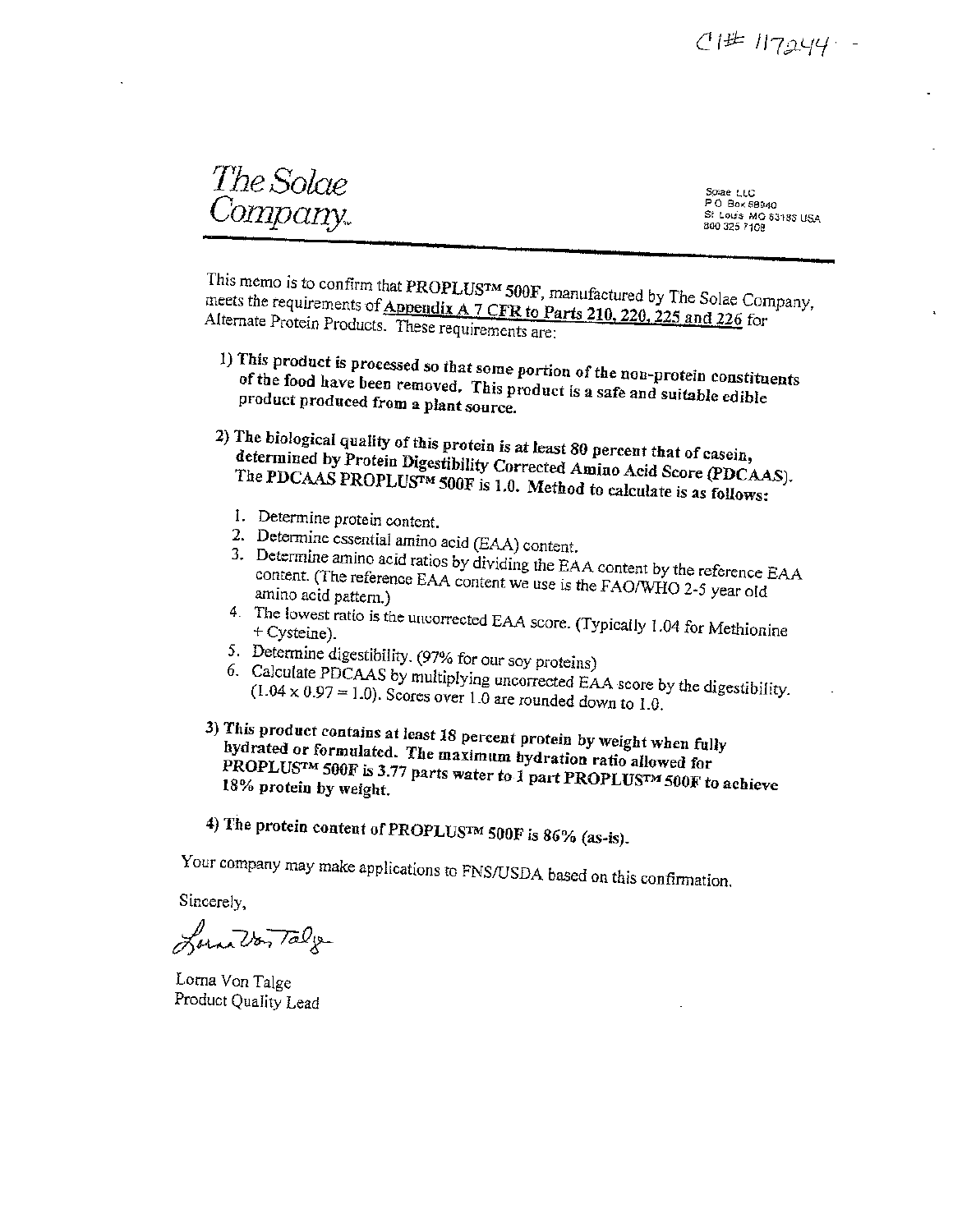CI# 117244

The Solae Company

Solae LLC
P O Box 88940
St Louis MO 63188 USA
800 325 7108

This memo is to confirm that PROPLUS™ 500F, manufactured by The Solae Company, meets the requirements of Appendix A 7 CFR to Parts 210, 220, 225 and 226 for Alternate Protein Products. These requirements are:

1) **This product is processed so that some portion of the non-protein constituents of the food have been removed. This product is a safe and suitable edible product produced from a plant source.**

2) **The biological quality of this protein is at least 80 percent that of casein, determined by Protein Digestibility Corrected Amino Acid Score (PDCAAS). The PDCAAS PROPLUS™ 500F is 1.0. Method to calculate is as follows:**

   1. Determine protein content.
   2. Determine essential amino acid (EAA) content.
   3. Determine amino acid ratios by dividing the EAA content by the reference EAA content. (The reference EAA content we use is the FAO/WHO 2-5 year old amino acid pattern.)
   4. The lowest ratio is the uncorrected EAA score. (Typically 1.04 for Methionine + Cysteine).
   5. Determine digestibility. (97% for our soy proteins)
   6. Calculate PDCAAS by multiplying uncorrected EAA score by the digestibility. ($1.04 \times 0.97 = 1.0$). Scores over 1.0 are rounded down to 1.0.

3) **This product contains at least 18 percent protein by weight when fully hydrated or formulated. The maximum hydration ratio allowed for PROPLUS™ 500F is 3.77 parts water to 1 part PROPLUS™ 500F to achieve 18% protein by weight.**

4) **The protein content of PROPLUS™ 500F is 86% (as-is).**

Your company may make applications to FNS/USDA based on this confirmation.

Sincerely,

Lorna Von Talge

Lorna Von Talge
Product Quality Lead